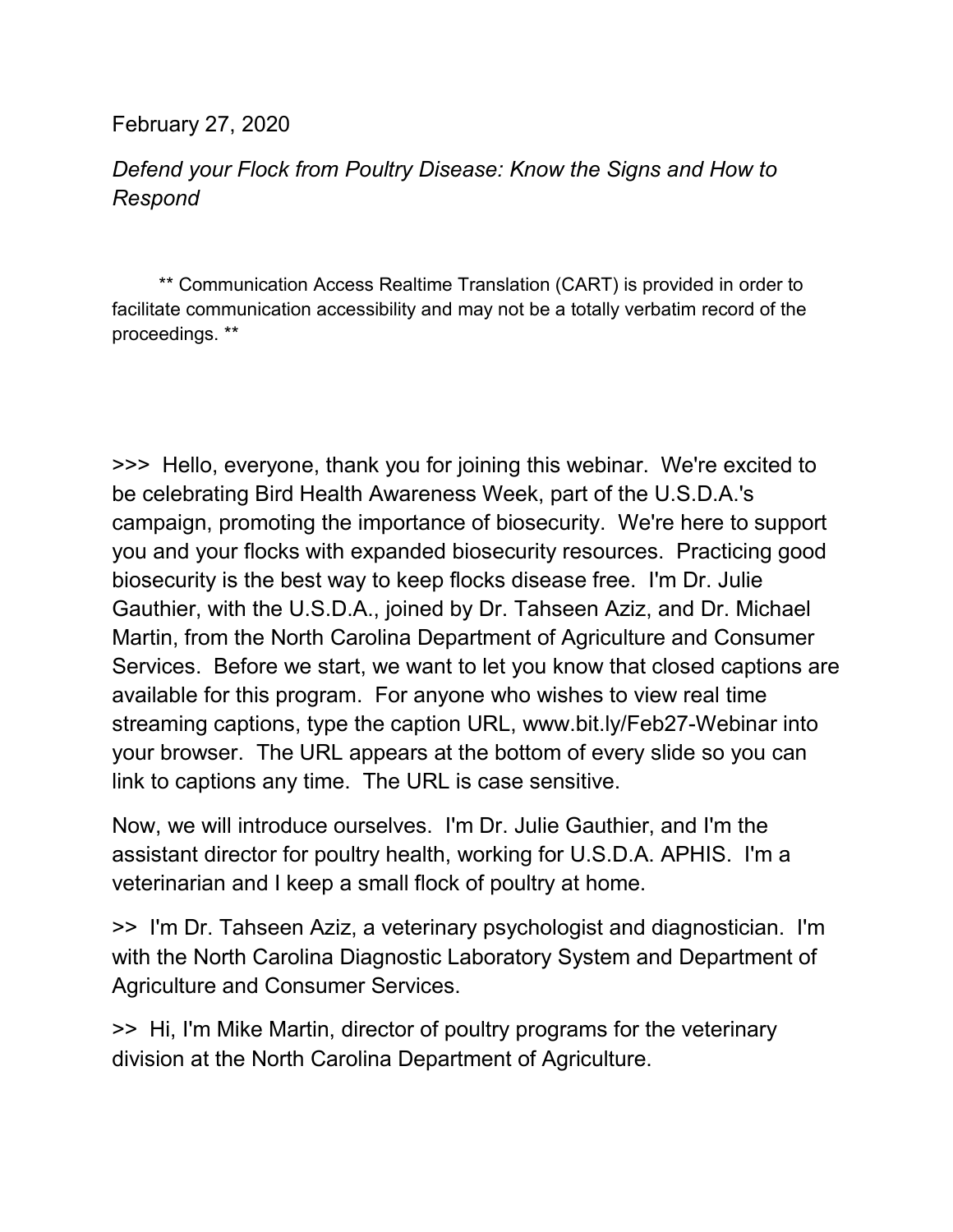February 27, 2020

*Defend your Flock from Poultry Disease: Know the Signs and How to Respond*

** Communication Access Realtime Translation (CART) is provided in order to facilitate communication accessibility and may not be a totally verbatim record of the proceedings. **

>>> Hello, everyone, thank you for joining this webinar. We're excited to be celebrating Bird Health Awareness Week, part of the U.S.D.A.'s campaign, promoting the importance of biosecurity. We're here to support you and your flocks with expanded biosecurity resources. Practicing good biosecurity is the best way to keep flocks disease free. I'm Dr. Julie Gauthier, with the U.S.D.A., joined by Dr. Tahseen Aziz, and Dr. Michael Martin, from the North Carolina Department of Agriculture and Consumer Services. Before we start, we want to let you know that closed captions are available for this program. For anyone who wishes to view real time streaming captions, type the caption URL, www.bit.ly/Feb27-Webinar into your browser. The URL appears at the bottom of every slide so you can link to captions any time. The URL is case sensitive.

Now, we will introduce ourselves. I'm Dr. Julie Gauthier, and I'm the assistant director for poultry health, working for U.S.D.A. APHIS. I'm a veterinarian and I keep a small flock of poultry at home.

>> I'm Dr. Tahseen Aziz, a veterinary psychologist and diagnostician. I'm with the North Carolina Diagnostic Laboratory System and Department of Agriculture and Consumer Services.

>> Hi, I'm Mike Martin, director of poultry programs for the veterinary division at the North Carolina Department of Agriculture.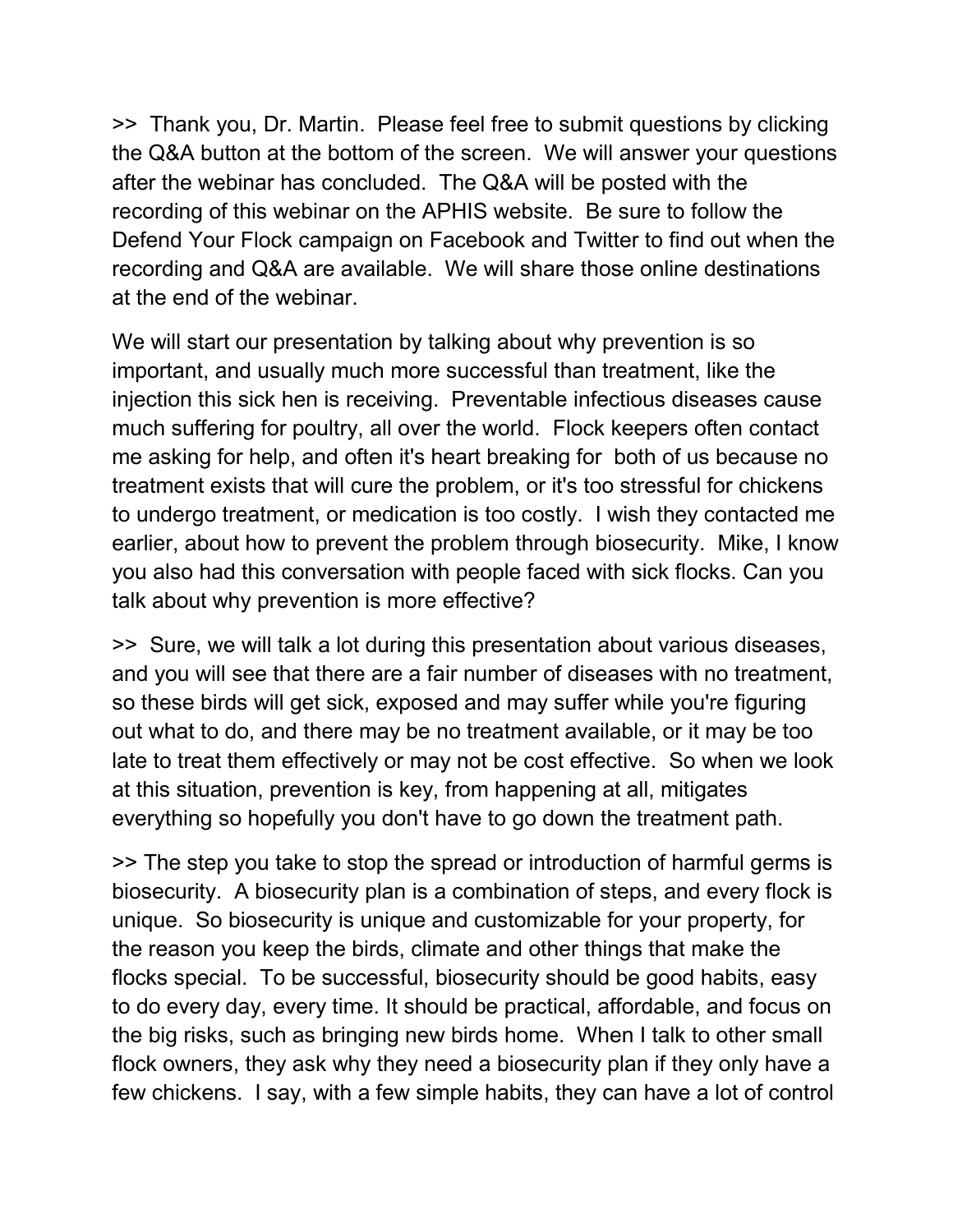>> Thank you, Dr. Martin. Please feel free to submit questions by clicking the Q&A button at the bottom of the screen. We will answer your questions after the webinar has concluded. The Q&A will be posted with the recording of this webinar on the APHIS website. Be sure to follow the Defend Your Flock campaign on Facebook and Twitter to find out when the recording and Q&A are available. We will share those online destinations at the end of the webinar.

We will start our presentation by talking about why prevention is so important, and usually much more successful than treatment, like the injection this sick hen is receiving. Preventable infectious diseases cause much suffering for poultry, all over the world. Flock keepers often contact me asking for help, and often it's heart breaking for both of us because no treatment exists that will cure the problem, or it's too stressful for chickens to undergo treatment, or medication is too costly. I wish they contacted me earlier, about how to prevent the problem through biosecurity. Mike, I know you also had this conversation with people faced with sick flocks. Can you talk about why prevention is more effective?

>> Sure, we will talk a lot during this presentation about various diseases, and you will see that there are a fair number of diseases with no treatment, so these birds will get sick, exposed and may suffer while you're figuring out what to do, and there may be no treatment available, or it may be too late to treat them effectively or may not be cost effective. So when we look at this situation, prevention is key, from happening at all, mitigates everything so hopefully you don't have to go down the treatment path.

>> The step you take to stop the spread or introduction of harmful germs is biosecurity. A biosecurity plan is a combination of steps, and every flock is unique. So biosecurity is unique and customizable for your property, for the reason you keep the birds, climate and other things that make the flocks special. To be successful, biosecurity should be good habits, easy to do every day, every time. It should be practical, affordable, and focus on the big risks, such as bringing new birds home. When I talk to other small flock owners, they ask why they need a biosecurity plan if they only have a few chickens. I say, with a few simple habits, they can have a lot of control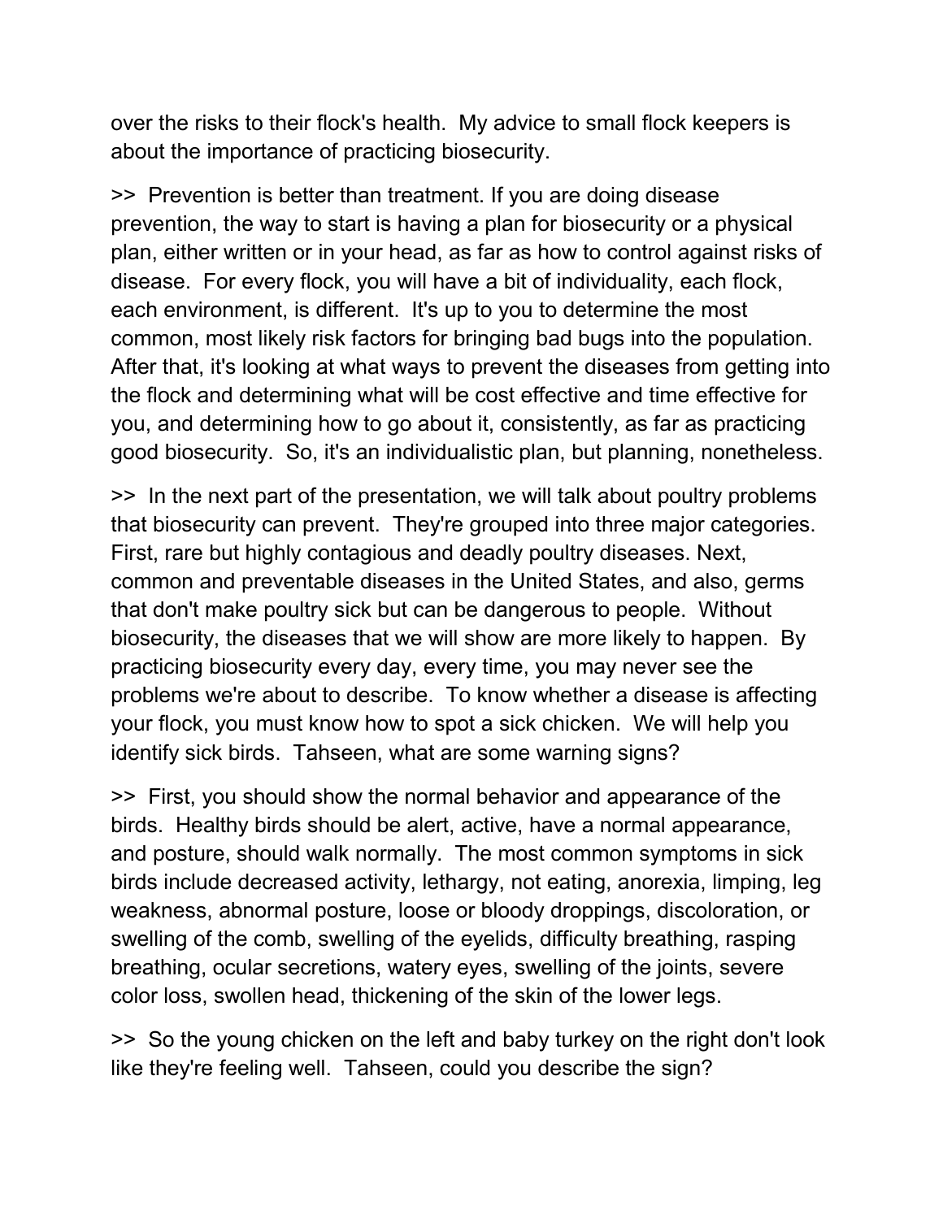over the risks to their flock's health.  My advice to small flock keepers is about the importance of practicing biosecurity.

>>  Prevention is better than treatment. If you are doing disease prevention, the way to start is having a plan for biosecurity or a physical plan, either written or in your head, as far as how to control against risks of disease.  For every flock, you will have a bit of individuality, each flock, each environment, is different.  It's up to you to determine the most common, most likely risk factors for bringing bad bugs into the population.  After that, it's looking at what ways to prevent the diseases from getting into the flock and determining what will be cost effective and time effective for you, and determining how to go about it, consistently, as far as practicing good biosecurity.  So, it's an individualistic plan, but planning, nonetheless.

>>  In the next part of the presentation, we will talk about poultry problems that biosecurity can prevent.  They're grouped into three major categories.  First, rare but highly contagious and deadly poultry diseases. Next, common and preventable diseases in the United States, and also, germs that don't make poultry sick but can be dangerous to people.  Without biosecurity, the diseases that we will show are more likely to happen.  By practicing biosecurity every day, every time, you may never see the problems we're about to describe.  To know whether a disease is affecting your flock, you must know how to spot a sick chicken.  We will help you identify sick birds.  Tahseen, what are some warning signs?

>>  First, you should show the normal behavior and appearance of the birds.  Healthy birds should be alert, active, have a normal appearance, and posture, should walk normally.  The most common symptoms in sick birds include decreased activity, lethargy, not eating, anorexia, limping, leg weakness, abnormal posture, loose or bloody droppings, discoloration, or swelling of the comb, swelling of the eyelids, difficulty breathing, rasping breathing, ocular secretions, watery eyes, swelling of the joints, severe color loss, swollen head, thickening of the skin of the lower legs.

>>  So the young chicken on the left and baby turkey on the right don't look like they're feeling well.  Tahseen, could you describe the sign?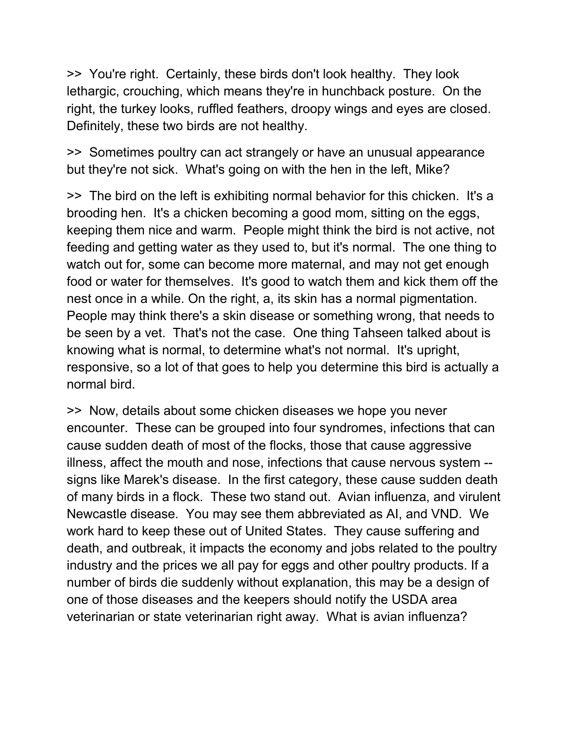>> You're right. Certainly, these birds don't look healthy. They look lethargic, crouching, which means they're in hunchback posture. On the right, the turkey looks, ruffled feathers, droopy wings and eyes are closed. Definitely, these two birds are not healthy.

>> Sometimes poultry can act strangely or have an unusual appearance but they're not sick. What's going on with the hen in the left, Mike?

>> The bird on the left is exhibiting normal behavior for this chicken. It's a brooding hen. It's a chicken becoming a good mom, sitting on the eggs, keeping them nice and warm. People might think the bird is not active, not feeding and getting water as they used to, but it's normal. The one thing to watch out for, some can become more maternal, and may not get enough food or water for themselves. It's good to watch them and kick them off the nest once in a while. On the right, a, its skin has a normal pigmentation. People may think there's a skin disease or something wrong, that needs to be seen by a vet. That's not the case. One thing Tahseen talked about is knowing what is normal, to determine what's not normal. It's upright, responsive, so a lot of that goes to help you determine this bird is actually a normal bird.

>> Now, details about some chicken diseases we hope you never encounter. These can be grouped into four syndromes, infections that can cause sudden death of most of the flocks, those that cause aggressive illness, affect the mouth and nose, infections that cause nervous system -- signs like Marek's disease. In the first category, these cause sudden death of many birds in a flock. These two stand out. Avian influenza, and virulent Newcastle disease. You may see them abbreviated as AI, and VND. We work hard to keep these out of United States. They cause suffering and death, and outbreak, it impacts the economy and jobs related to the poultry industry and the prices we all pay for eggs and other poultry products. If a number of birds die suddenly without explanation, this may be a design of one of those diseases and the keepers should notify the USDA area veterinarian or state veterinarian right away. What is avian influenza?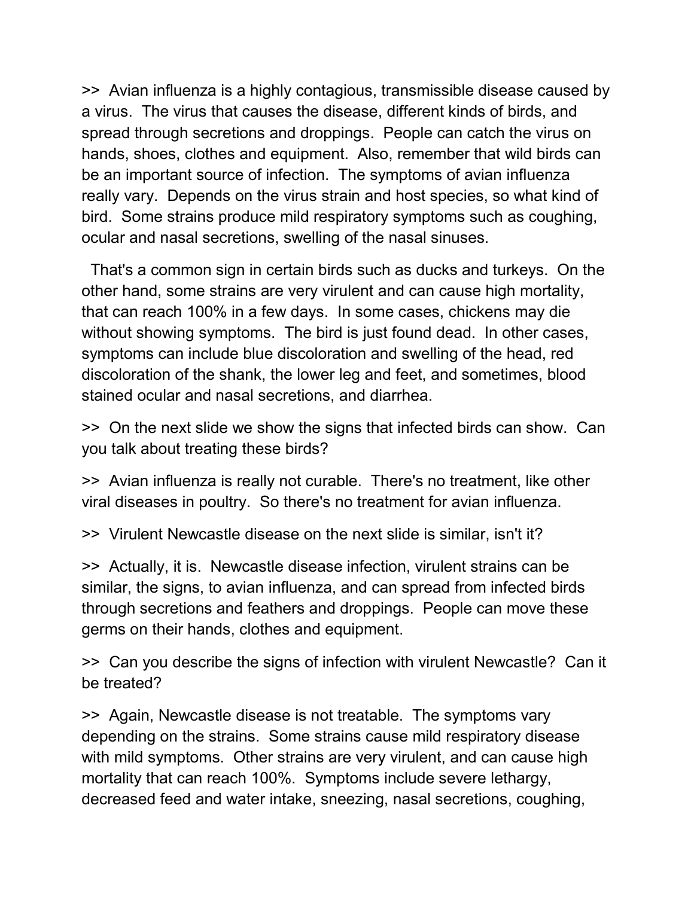>> Avian influenza is a highly contagious, transmissible disease caused by a virus. The virus that causes the disease, different kinds of birds, and spread through secretions and droppings. People can catch the virus on hands, shoes, clothes and equipment. Also, remember that wild birds can be an important source of infection. The symptoms of avian influenza really vary. Depends on the virus strain and host species, so what kind of bird. Some strains produce mild respiratory symptoms such as coughing, ocular and nasal secretions, swelling of the nasal sinuses.

That's a common sign in certain birds such as ducks and turkeys. On the other hand, some strains are very virulent and can cause high mortality, that can reach 100% in a few days. In some cases, chickens may die without showing symptoms. The bird is just found dead. In other cases, symptoms can include blue discoloration and swelling of the head, red discoloration of the shank, the lower leg and feet, and sometimes, blood stained ocular and nasal secretions, and diarrhea.

>> On the next slide we show the signs that infected birds can show. Can you talk about treating these birds?

>> Avian influenza is really not curable. There's no treatment, like other viral diseases in poultry. So there's no treatment for avian influenza.

>> Virulent Newcastle disease on the next slide is similar, isn't it?

>> Actually, it is. Newcastle disease infection, virulent strains can be similar, the signs, to avian influenza, and can spread from infected birds through secretions and feathers and droppings. People can move these germs on their hands, clothes and equipment.

>> Can you describe the signs of infection with virulent Newcastle? Can it be treated?

>> Again, Newcastle disease is not treatable. The symptoms vary depending on the strains. Some strains cause mild respiratory disease with mild symptoms. Other strains are very virulent, and can cause high mortality that can reach 100%. Symptoms include severe lethargy, decreased feed and water intake, sneezing, nasal secretions, coughing,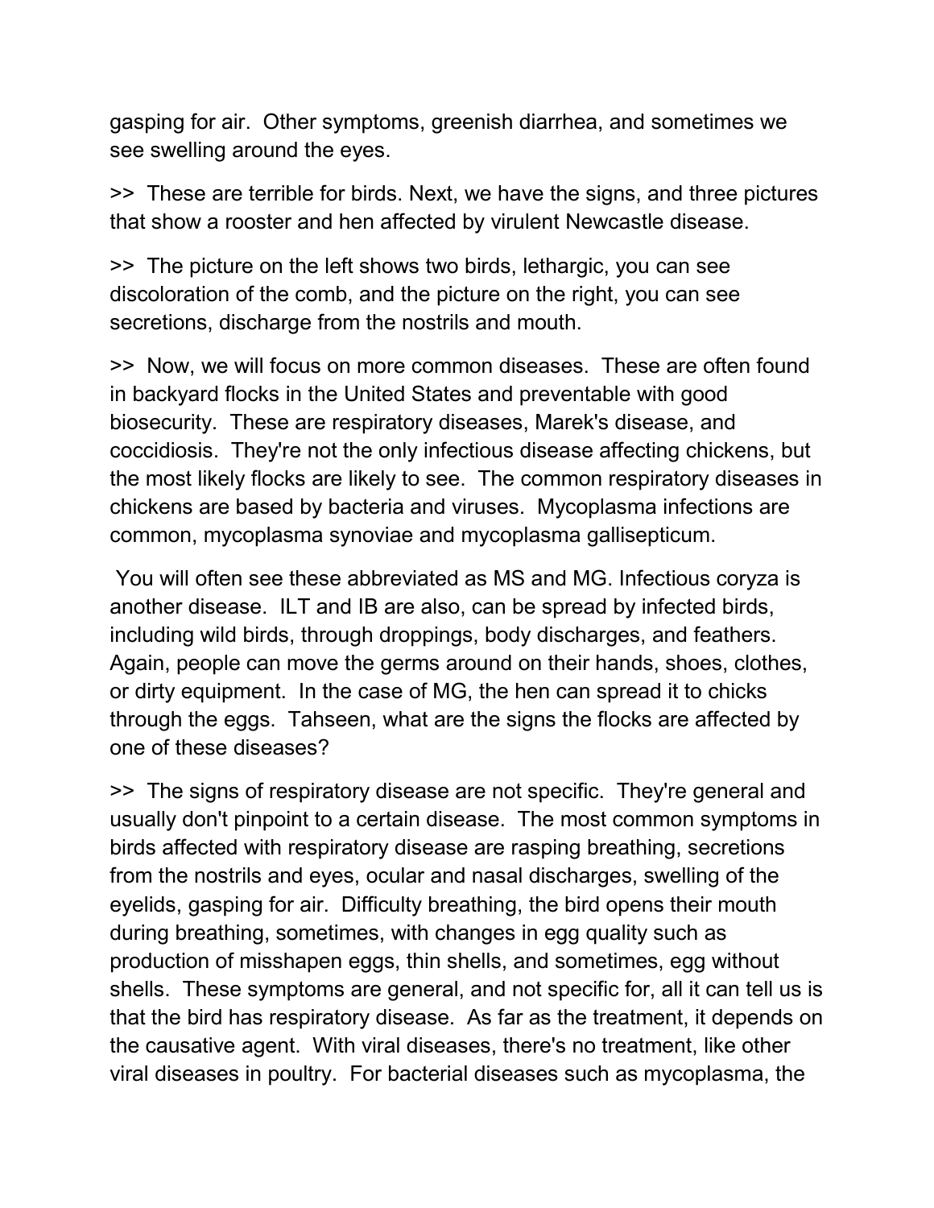gasping for air. Other symptoms, greenish diarrhea, and sometimes we see swelling around the eyes.

>> These are terrible for birds. Next, we have the signs, and three pictures that show a rooster and hen affected by virulent Newcastle disease.

>> The picture on the left shows two birds, lethargic, you can see discoloration of the comb, and the picture on the right, you can see secretions, discharge from the nostrils and mouth.

>> Now, we will focus on more common diseases. These are often found in backyard flocks in the United States and preventable with good biosecurity. These are respiratory diseases, Marek's disease, and coccidiosis. They're not the only infectious disease affecting chickens, but the most likely flocks are likely to see. The common respiratory diseases in chickens are based by bacteria and viruses. Mycoplasma infections are common, mycoplasma synoviae and mycoplasma gallisepticum.

You will often see these abbreviated as MS and MG. Infectious coryza is another disease. ILT and IB are also, can be spread by infected birds, including wild birds, through droppings, body discharges, and feathers. Again, people can move the germs around on their hands, shoes, clothes, or dirty equipment. In the case of MG, the hen can spread it to chicks through the eggs. Tahseen, what are the signs the flocks are affected by one of these diseases?

>> The signs of respiratory disease are not specific. They're general and usually don't pinpoint to a certain disease. The most common symptoms in birds affected with respiratory disease are rasping breathing, secretions from the nostrils and eyes, ocular and nasal discharges, swelling of the eyelids, gasping for air. Difficulty breathing, the bird opens their mouth during breathing, sometimes, with changes in egg quality such as production of misshapen eggs, thin shells, and sometimes, egg without shells. These symptoms are general, and not specific for, all it can tell us is that the bird has respiratory disease. As far as the treatment, it depends on the causative agent. With viral diseases, there's no treatment, like other viral diseases in poultry. For bacterial diseases such as mycoplasma, the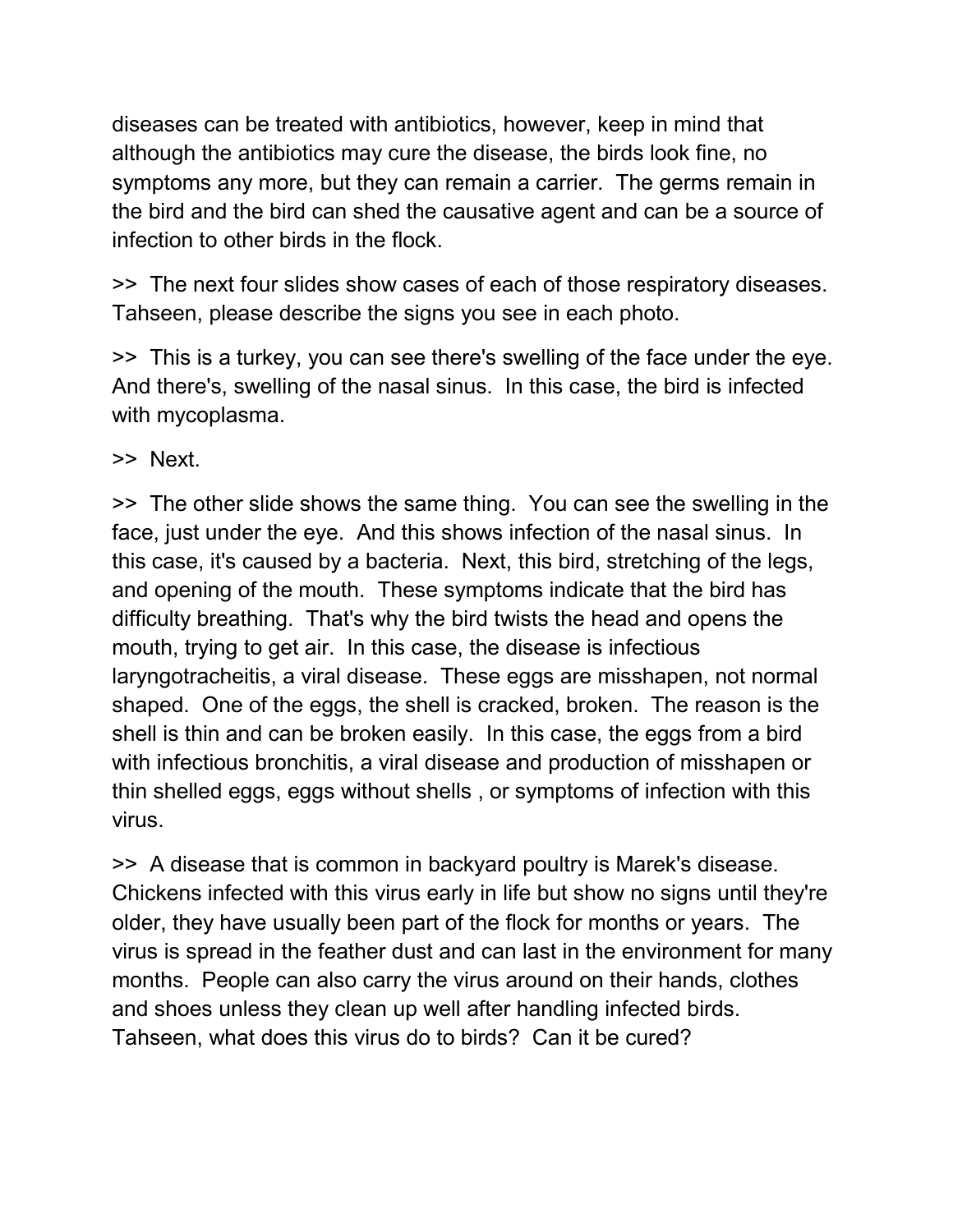diseases can be treated with antibiotics, however, keep in mind that although the antibiotics may cure the disease, the birds look fine, no symptoms any more, but they can remain a carrier. The germs remain in the bird and the bird can shed the causative agent and can be a source of infection to other birds in the flock.

>> The next four slides show cases of each of those respiratory diseases. Tahseen, please describe the signs you see in each photo.

>> This is a turkey, you can see there's swelling of the face under the eye. And there's, swelling of the nasal sinus. In this case, the bird is infected with mycoplasma.

>> Next.

>> The other slide shows the same thing. You can see the swelling in the face, just under the eye. And this shows infection of the nasal sinus. In this case, it's caused by a bacteria. Next, this bird, stretching of the legs, and opening of the mouth. These symptoms indicate that the bird has difficulty breathing. That's why the bird twists the head and opens the mouth, trying to get air. In this case, the disease is infectious laryngotracheitis, a viral disease. These eggs are misshapen, not normal shaped. One of the eggs, the shell is cracked, broken. The reason is the shell is thin and can be broken easily. In this case, the eggs from a bird with infectious bronchitis, a viral disease and production of misshapen or thin shelled eggs, eggs without shells , or symptoms of infection with this virus.

>> A disease that is common in backyard poultry is Marek's disease. Chickens infected with this virus early in life but show no signs until they're older, they have usually been part of the flock for months or years. The virus is spread in the feather dust and can last in the environment for many months. People can also carry the virus around on their hands, clothes and shoes unless they clean up well after handling infected birds. Tahseen, what does this virus do to birds? Can it be cured?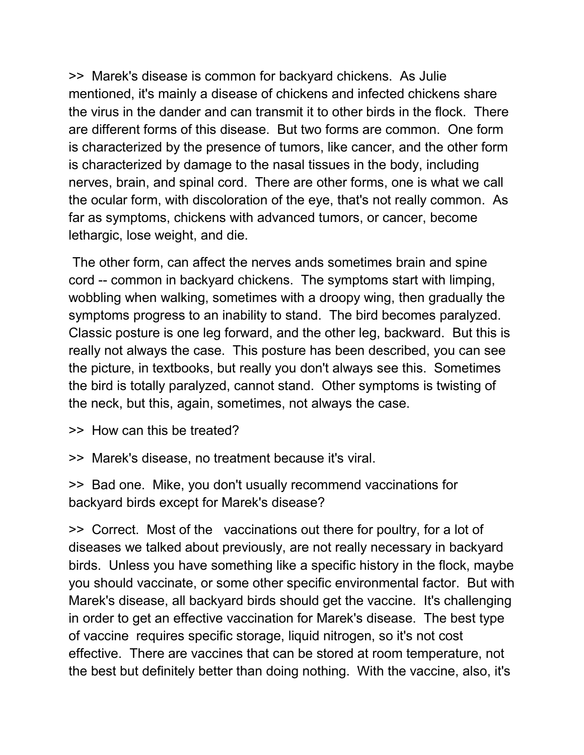>>  Marek's disease is common for backyard chickens.  As Julie mentioned, it's mainly a disease of chickens and infected chickens share the virus in the dander and can transmit it to other birds in the flock.  There are different forms of this disease.  But two forms are common.  One form is characterized by the presence of tumors, like cancer, and the other form is characterized by damage to the nasal tissues in the body, including nerves, brain, and spinal cord.  There are other forms, one is what we call the ocular form, with discoloration of the eye, that's not really common.  As far as symptoms, chickens with advanced tumors, or cancer, become lethargic, lose weight, and die.

The other form, can affect the nerves ands sometimes brain and spine cord -- common in backyard chickens.  The symptoms start with limping, wobbling when walking, sometimes with a droopy wing, then gradually the symptoms progress to an inability to stand.  The bird becomes paralyzed.  Classic posture is one leg forward, and the other leg, backward.  But this is really not always the case.  This posture has been described, you can see the picture, in textbooks, but really you don't always see this.  Sometimes the bird is totally paralyzed, cannot stand.  Other symptoms is twisting of the neck, but this, again, sometimes, not always the case.

>>  How can this be treated?

>>  Marek's disease, no treatment because it's viral.

>>  Bad one.  Mike, you don't usually recommend vaccinations for backyard birds except for Marek's disease?

>>  Correct.  Most of the vaccinations out there for poultry, for a lot of diseases we talked about previously, are not really necessary in backyard birds.  Unless you have something like a specific history in the flock, maybe you should vaccinate, or some other specific environmental factor.  But with Marek's disease, all backyard birds should get the vaccine.  It's challenging in order to get an effective vaccination for Marek's disease.  The best type of vaccine requires specific storage, liquid nitrogen, so it's not cost effective.  There are vaccines that can be stored at room temperature, not the best but definitely better than doing nothing.  With the vaccine, also, it's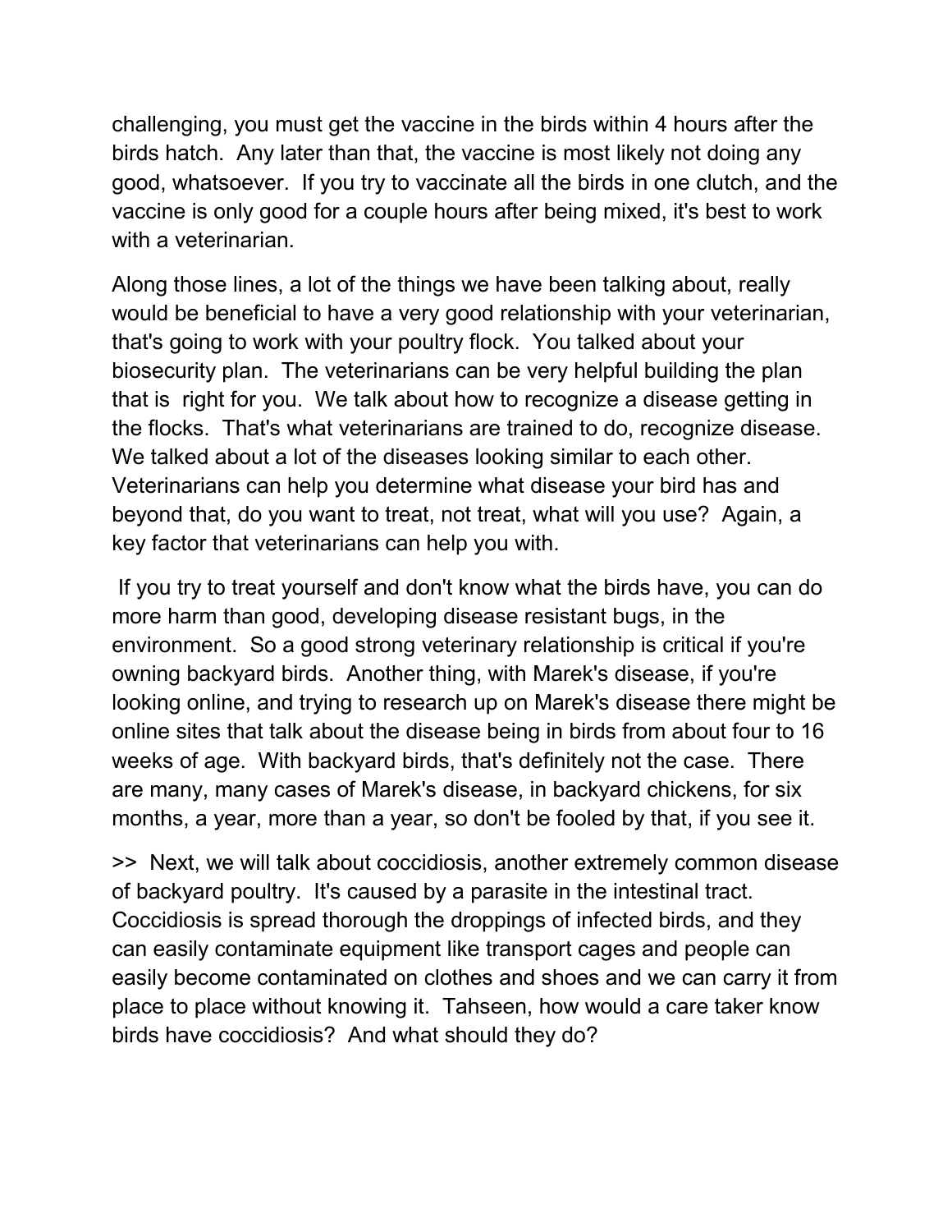challenging, you must get the vaccine in the birds within 4 hours after the birds hatch. Any later than that, the vaccine is most likely not doing any good, whatsoever. If you try to vaccinate all the birds in one clutch, and the vaccine is only good for a couple hours after being mixed, it's best to work with a veterinarian.

Along those lines, a lot of the things we have been talking about, really would be beneficial to have a very good relationship with your veterinarian, that's going to work with your poultry flock. You talked about your biosecurity plan. The veterinarians can be very helpful building the plan that is right for you. We talk about how to recognize a disease getting in the flocks. That's what veterinarians are trained to do, recognize disease. We talked about a lot of the diseases looking similar to each other. Veterinarians can help you determine what disease your bird has and beyond that, do you want to treat, not treat, what will you use? Again, a key factor that veterinarians can help you with.

If you try to treat yourself and don't know what the birds have, you can do more harm than good, developing disease resistant bugs, in the environment. So a good strong veterinary relationship is critical if you're owning backyard birds. Another thing, with Marek's disease, if you're looking online, and trying to research up on Marek's disease there might be online sites that talk about the disease being in birds from about four to 16 weeks of age. With backyard birds, that's definitely not the case. There are many, many cases of Marek's disease, in backyard chickens, for six months, a year, more than a year, so don't be fooled by that, if you see it.

>> Next, we will talk about coccidiosis, another extremely common disease of backyard poultry. It's caused by a parasite in the intestinal tract. Coccidiosis is spread thorough the droppings of infected birds, and they can easily contaminate equipment like transport cages and people can easily become contaminated on clothes and shoes and we can carry it from place to place without knowing it. Tahseen, how would a care taker know birds have coccidiosis? And what should they do?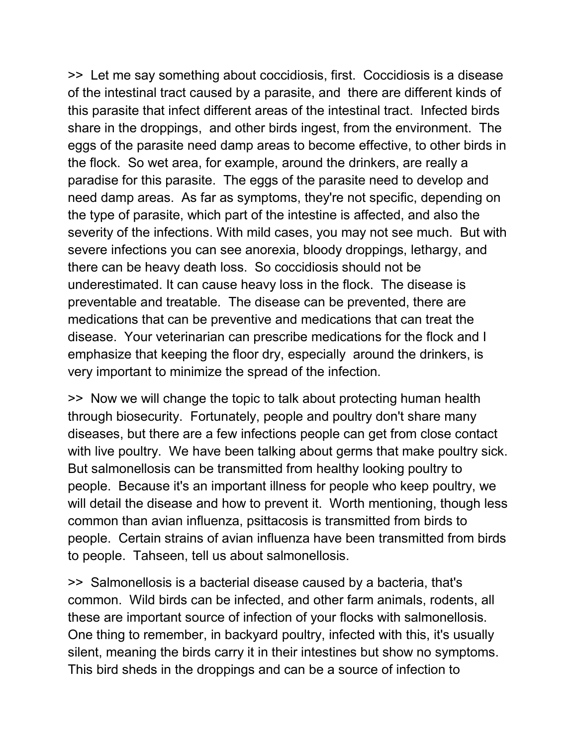>>  Let me say something about coccidiosis, first.  Coccidiosis is a disease of the intestinal tract caused by a parasite, and  there are different kinds of this parasite that infect different areas of the intestinal tract.  Infected birds share in the droppings,  and other birds ingest, from the environment.  The eggs of the parasite need damp areas to become effective, to other birds in the flock.  So wet area, for example, around the drinkers, are really a paradise for this parasite.  The eggs of the parasite need to develop and need damp areas.  As far as symptoms, they're not specific, depending on the type of parasite, which part of the intestine is affected, and also the severity of the infections. With mild cases, you may not see much.  But with severe infections you can see anorexia, bloody droppings, lethargy, and there can be heavy death loss.  So coccidiosis should not be underestimated. It can cause heavy loss in the flock.  The disease is preventable and treatable.  The disease can be prevented, there are medications that can be preventive and medications that can treat the disease.  Your veterinarian can prescribe medications for the flock and I emphasize that keeping the floor dry, especially  around the drinkers, is very important to minimize the spread of the infection.

>>  Now we will change the topic to talk about protecting human health through biosecurity.  Fortunately, people and poultry don't share many diseases, but there are a few infections people can get from close contact with live poultry.  We have been talking about germs that make poultry sick.  But salmonellosis can be transmitted from healthy looking poultry to people.  Because it's an important illness for people who keep poultry, we will detail the disease and how to prevent it.  Worth mentioning, though less common than avian influenza, psittacosis is transmitted from birds to people.  Certain strains of avian influenza have been transmitted from birds to people.  Tahseen, tell us about salmonellosis.

>>  Salmonellosis is a bacterial disease caused by a bacteria, that's common.  Wild birds can be infected, and other farm animals, rodents, all these are important source of infection of your flocks with salmonellosis.  One thing to remember, in backyard poultry, infected with this, it's usually silent, meaning the birds carry it in their intestines but show no symptoms.  This bird sheds in the droppings and can be a source of infection to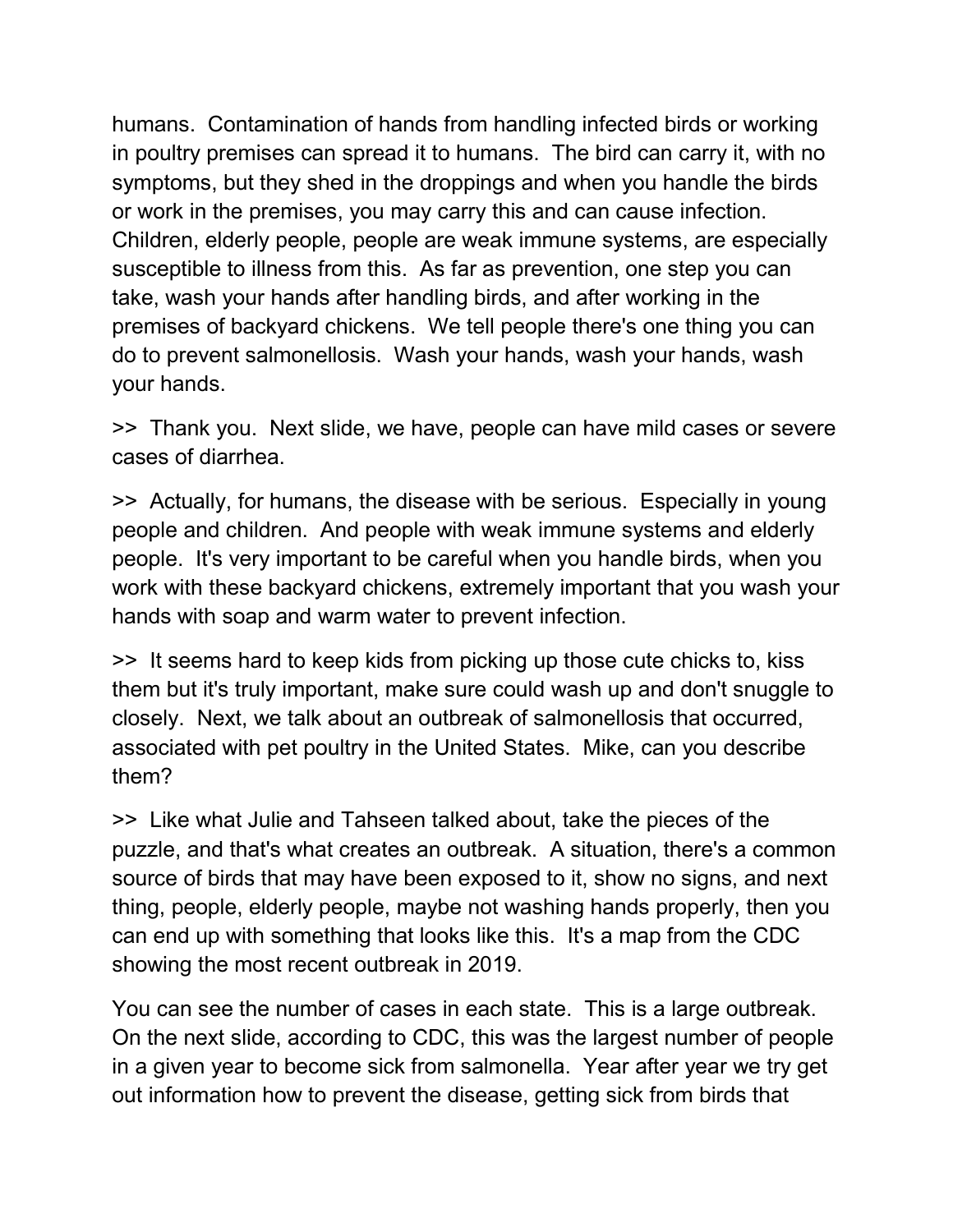humans. Contamination of hands from handling infected birds or working in poultry premises can spread it to humans. The bird can carry it, with no symptoms, but they shed in the droppings and when you handle the birds or work in the premises, you may carry this and can cause infection. Children, elderly people, people are weak immune systems, are especially susceptible to illness from this. As far as prevention, one step you can take, wash your hands after handling birds, and after working in the premises of backyard chickens. We tell people there's one thing you can do to prevent salmonellosis. Wash your hands, wash your hands, wash your hands.

>> Thank you. Next slide, we have, people can have mild cases or severe cases of diarrhea.

>> Actually, for humans, the disease with be serious. Especially in young people and children. And people with weak immune systems and elderly people. It's very important to be careful when you handle birds, when you work with these backyard chickens, extremely important that you wash your hands with soap and warm water to prevent infection.

>> It seems hard to keep kids from picking up those cute chicks to, kiss them but it's truly important, make sure could wash up and don't snuggle to closely. Next, we talk about an outbreak of salmonellosis that occurred, associated with pet poultry in the United States. Mike, can you describe them?

>> Like what Julie and Tahseen talked about, take the pieces of the puzzle, and that's what creates an outbreak. A situation, there's a common source of birds that may have been exposed to it, show no signs, and next thing, people, elderly people, maybe not washing hands properly, then you can end up with something that looks like this. It's a map from the CDC showing the most recent outbreak in 2019.

You can see the number of cases in each state. This is a large outbreak. On the next slide, according to CDC, this was the largest number of people in a given year to become sick from salmonella. Year after year we try get out information how to prevent the disease, getting sick from birds that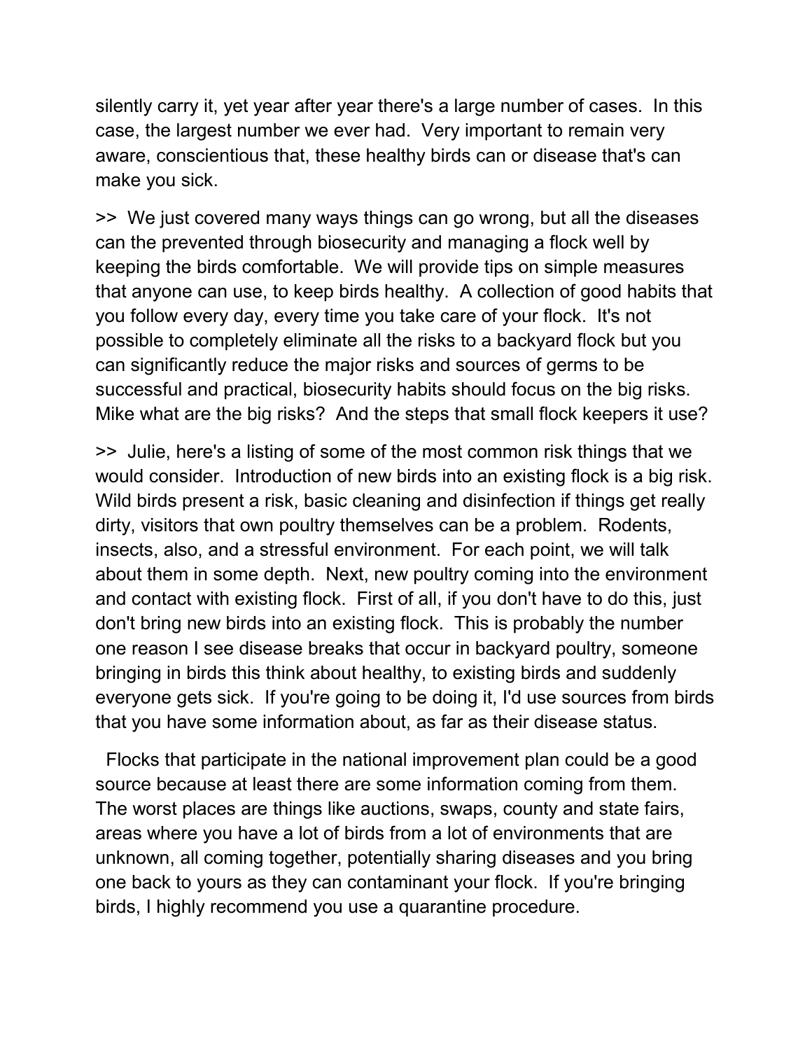silently carry it, yet year after year there's a large number of cases. In this case, the largest number we ever had. Very important to remain very aware, conscientious that, these healthy birds can or disease that's can make you sick.

>> We just covered many ways things can go wrong, but all the diseases can the prevented through biosecurity and managing a flock well by keeping the birds comfortable. We will provide tips on simple measures that anyone can use, to keep birds healthy. A collection of good habits that you follow every day, every time you take care of your flock. It's not possible to completely eliminate all the risks to a backyard flock but you can significantly reduce the major risks and sources of germs to be successful and practical, biosecurity habits should focus on the big risks. Mike what are the big risks? And the steps that small flock keepers it use?

>> Julie, here's a listing of some of the most common risk things that we would consider. Introduction of new birds into an existing flock is a big risk. Wild birds present a risk, basic cleaning and disinfection if things get really dirty, visitors that own poultry themselves can be a problem. Rodents, insects, also, and a stressful environment. For each point, we will talk about them in some depth. Next, new poultry coming into the environment and contact with existing flock. First of all, if you don't have to do this, just don't bring new birds into an existing flock. This is probably the number one reason I see disease breaks that occur in backyard poultry, someone bringing in birds this think about healthy, to existing birds and suddenly everyone gets sick. If you're going to be doing it, I'd use sources from birds that you have some information about, as far as their disease status.

Flocks that participate in the national improvement plan could be a good source because at least there are some information coming from them. The worst places are things like auctions, swaps, county and state fairs, areas where you have a lot of birds from a lot of environments that are unknown, all coming together, potentially sharing diseases and you bring one back to yours as they can contaminant your flock. If you're bringing birds, I highly recommend you use a quarantine procedure.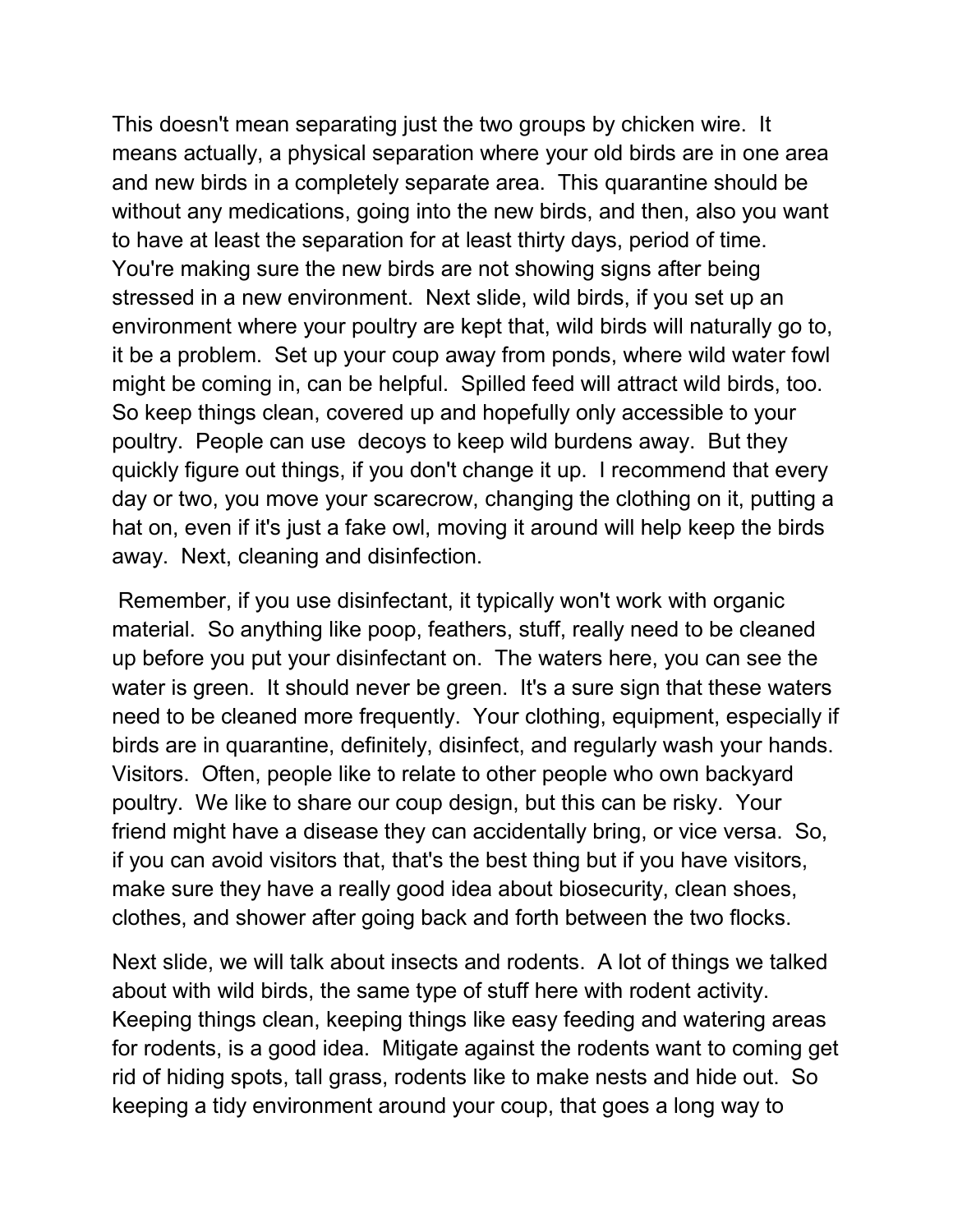This doesn't mean separating just the two groups by chicken wire. It means actually, a physical separation where your old birds are in one area and new birds in a completely separate area. This quarantine should be without any medications, going into the new birds, and then, also you want to have at least the separation for at least thirty days, period of time. You're making sure the new birds are not showing signs after being stressed in a new environment. Next slide, wild birds, if you set up an environment where your poultry are kept that, wild birds will naturally go to, it be a problem. Set up your coup away from ponds, where wild water fowl might be coming in, can be helpful. Spilled feed will attract wild birds, too. So keep things clean, covered up and hopefully only accessible to your poultry. People can use decoys to keep wild burdens away. But they quickly figure out things, if you don't change it up. I recommend that every day or two, you move your scarecrow, changing the clothing on it, putting a hat on, even if it's just a fake owl, moving it around will help keep the birds away. Next, cleaning and disinfection.

Remember, if you use disinfectant, it typically won't work with organic material. So anything like poop, feathers, stuff, really need to be cleaned up before you put your disinfectant on. The waters here, you can see the water is green. It should never be green. It's a sure sign that these waters need to be cleaned more frequently. Your clothing, equipment, especially if birds are in quarantine, definitely, disinfect, and regularly wash your hands. Visitors. Often, people like to relate to other people who own backyard poultry. We like to share our coup design, but this can be risky. Your friend might have a disease they can accidentally bring, or vice versa. So, if you can avoid visitors that, that's the best thing but if you have visitors, make sure they have a really good idea about biosecurity, clean shoes, clothes, and shower after going back and forth between the two flocks.

Next slide, we will talk about insects and rodents. A lot of things we talked about with wild birds, the same type of stuff here with rodent activity. Keeping things clean, keeping things like easy feeding and watering areas for rodents, is a good idea. Mitigate against the rodents want to coming get rid of hiding spots, tall grass, rodents like to make nests and hide out. So keeping a tidy environment around your coup, that goes a long way to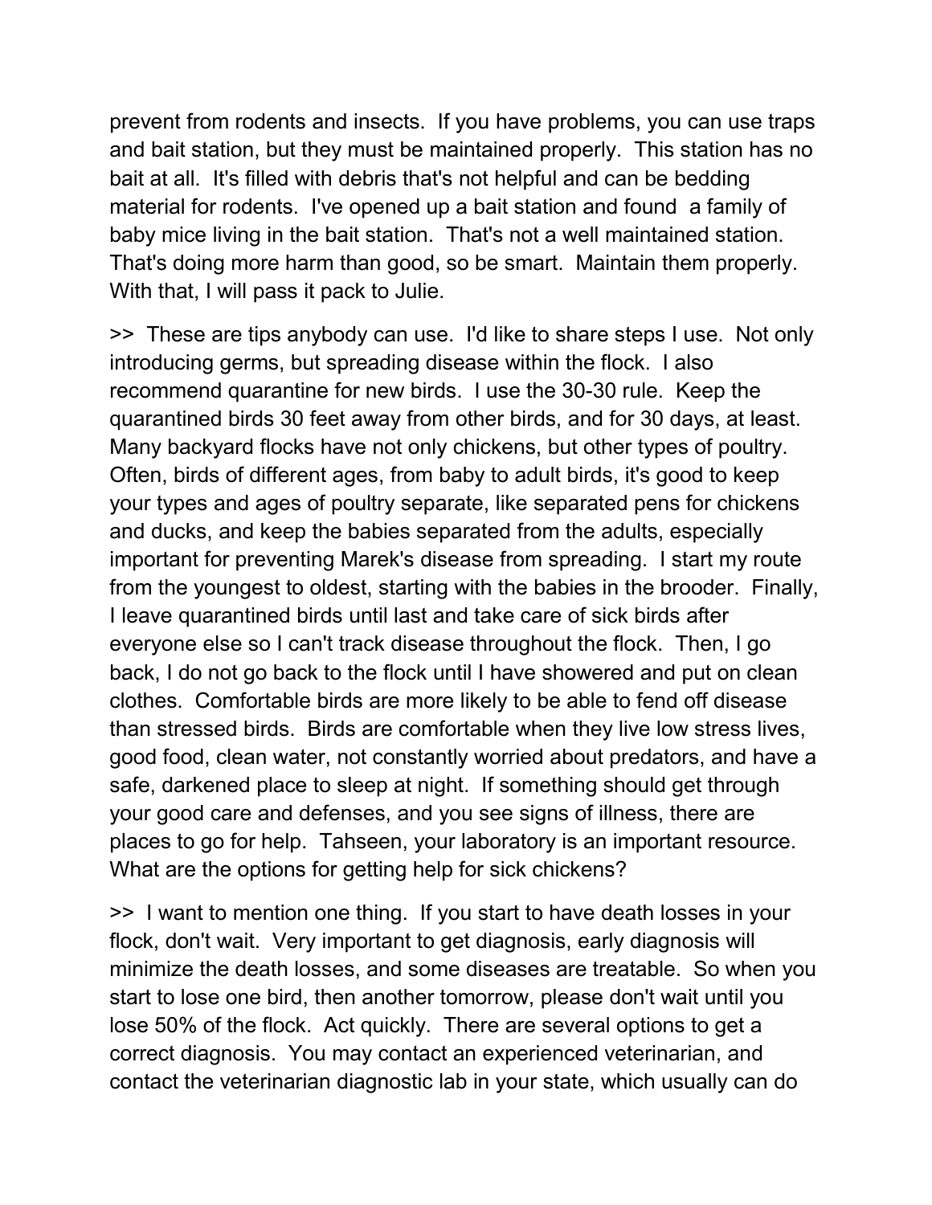prevent from rodents and insects.  If you have problems, you can use traps and bait station, but they must be maintained properly.  This station has no bait at all.  It's filled with debris that's not helpful and can be bedding material for rodents.  I've opened up a bait station and found  a family of baby mice living in the bait station.  That's not a well maintained station.  That's doing more harm than good, so be smart.  Maintain them properly.  With that, I will pass it pack to Julie.

>>  These are tips anybody can use.  I'd like to share steps I use.  Not only introducing germs, but spreading disease within the flock.  I also recommend quarantine for new birds.  I use the 30-30 rule.  Keep the quarantined birds 30 feet away from other birds, and for 30 days, at least.  Many backyard flocks have not only chickens, but other types of poultry.  Often, birds of different ages, from baby to adult birds, it's good to keep your types and ages of poultry separate, like separated pens for chickens and ducks, and keep the babies separated from the adults, especially important for preventing Marek's disease from spreading.  I start my route from the youngest to oldest, starting with the babies in the brooder.  Finally, I leave quarantined birds until last and take care of sick birds after everyone else so I can't track disease throughout the flock.  Then, I go back, I do not go back to the flock until I have showered and put on clean clothes.  Comfortable birds are more likely to be able to fend off disease than stressed birds.  Birds are comfortable when they live low stress lives, good food, clean water, not constantly worried about predators, and have a safe, darkened place to sleep at night.  If something should get through your good care and defenses, and you see signs of illness, there are places to go for help.  Tahseen, your laboratory is an important resource.  What are the options for getting help for sick chickens?

>>  I want to mention one thing.  If you start to have death losses in your flock, don't wait.  Very important to get diagnosis, early diagnosis will minimize the death losses, and some diseases are treatable.  So when you start to lose one bird, then another tomorrow, please don't wait until you lose 50% of the flock.  Act quickly.  There are several options to get a correct diagnosis.  You may contact an experienced veterinarian, and contact the veterinarian diagnostic lab in your state, which usually can do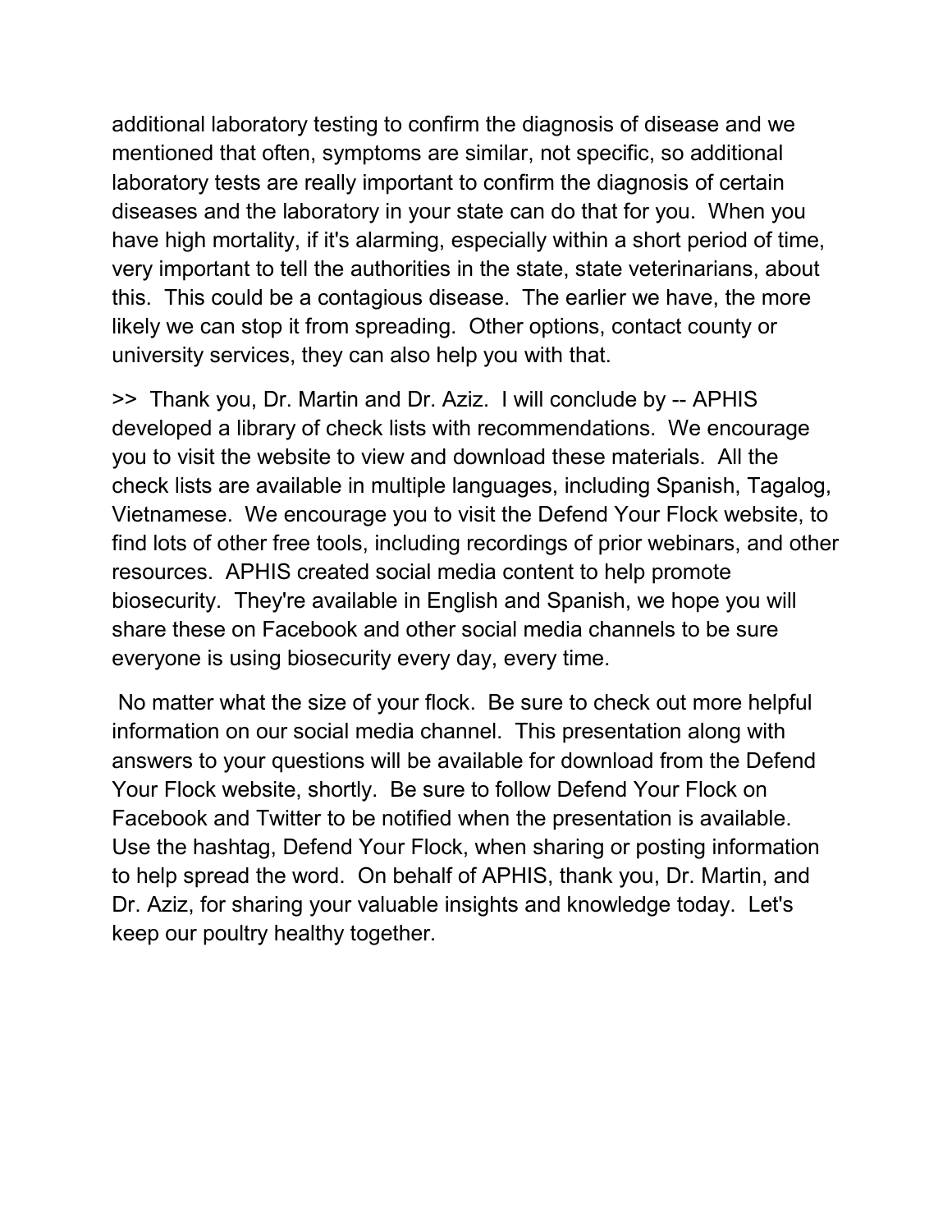additional laboratory testing to confirm the diagnosis of disease and we mentioned that often, symptoms are similar, not specific, so additional laboratory tests are really important to confirm the diagnosis of certain diseases and the laboratory in your state can do that for you. When you have high mortality, if it's alarming, especially within a short period of time, very important to tell the authorities in the state, state veterinarians, about this. This could be a contagious disease. The earlier we have, the more likely we can stop it from spreading. Other options, contact county or university services, they can also help you with that.

>> Thank you, Dr. Martin and Dr. Aziz. I will conclude by -- APHIS developed a library of check lists with recommendations. We encourage you to visit the website to view and download these materials. All the check lists are available in multiple languages, including Spanish, Tagalog, Vietnamese. We encourage you to visit the Defend Your Flock website, to find lots of other free tools, including recordings of prior webinars, and other resources. APHIS created social media content to help promote biosecurity. They're available in English and Spanish, we hope you will share these on Facebook and other social media channels to be sure everyone is using biosecurity every day, every time.

No matter what the size of your flock. Be sure to check out more helpful information on our social media channel. This presentation along with answers to your questions will be available for download from the Defend Your Flock website, shortly. Be sure to follow Defend Your Flock on Facebook and Twitter to be notified when the presentation is available. Use the hashtag, Defend Your Flock, when sharing or posting information to help spread the word. On behalf of APHIS, thank you, Dr. Martin, and Dr. Aziz, for sharing your valuable insights and knowledge today. Let's keep our poultry healthy together.